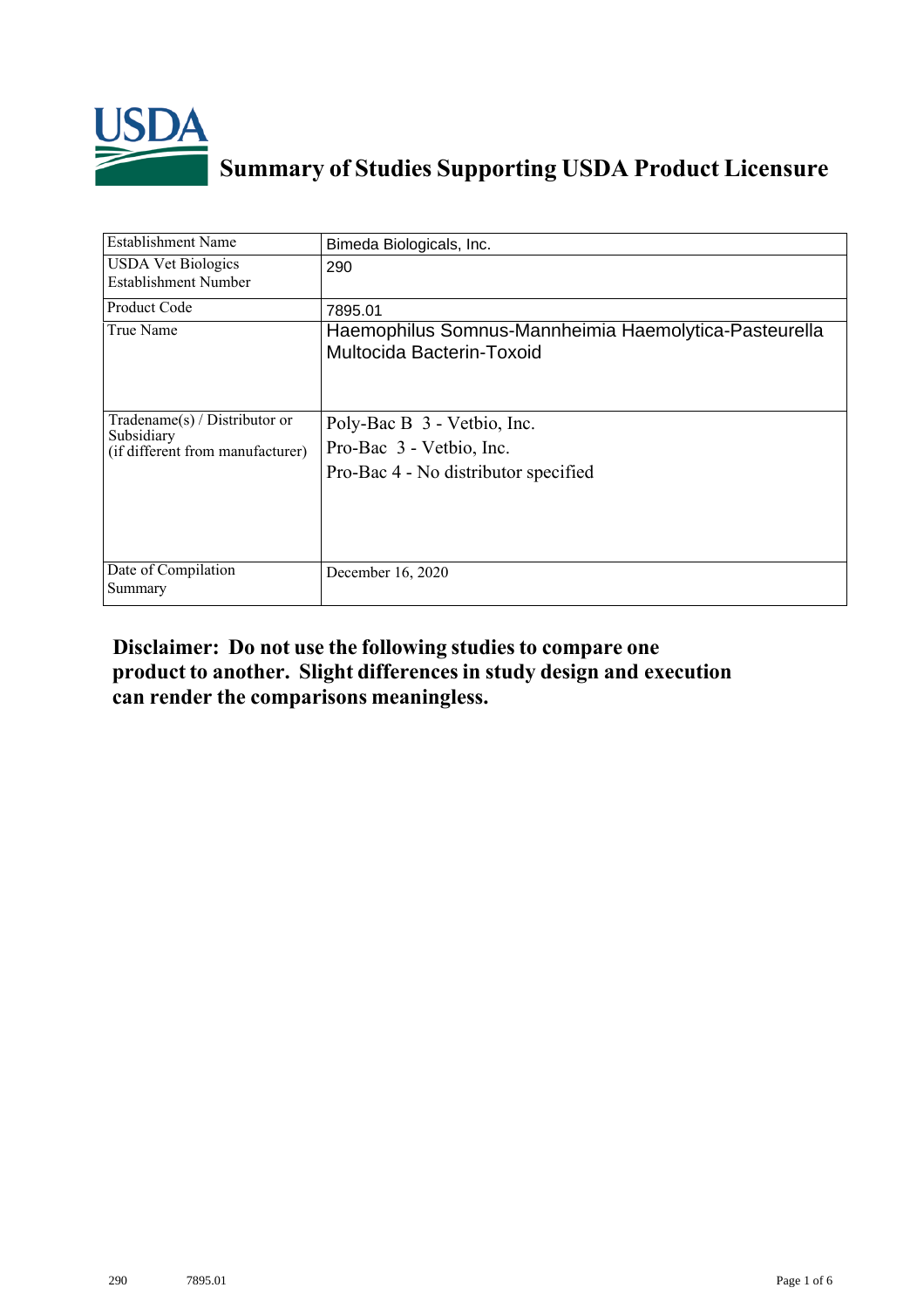# Summary of Studies Supporting USDA Product Licensure

| Establishment Name | Bimeda Biologicals, Inc. |
|---|---|
| USDA Vet Biologics Establishment Number | 290 |
| Product Code | 7895.01 |
| True Name | Haemophilus Somnus-Mannheimia Haemolytica-Pasteurella Multocida Bacterin-Toxoid |
| Tradename(s) / Distributor or Subsidiary (if different from manufacturer) | Poly-Bac B 3 - Vetbio, Inc.<br>Pro-Bac 3 - Vetbio, Inc.<br>Pro-Bac 4 - No distributor specified |
| Date of Compilation Summary | December 16, 2020 |

**Disclaimer: Do not use the following studies to compare one product to another. Slight differences in study design and execution can render the comparisons meaningless.**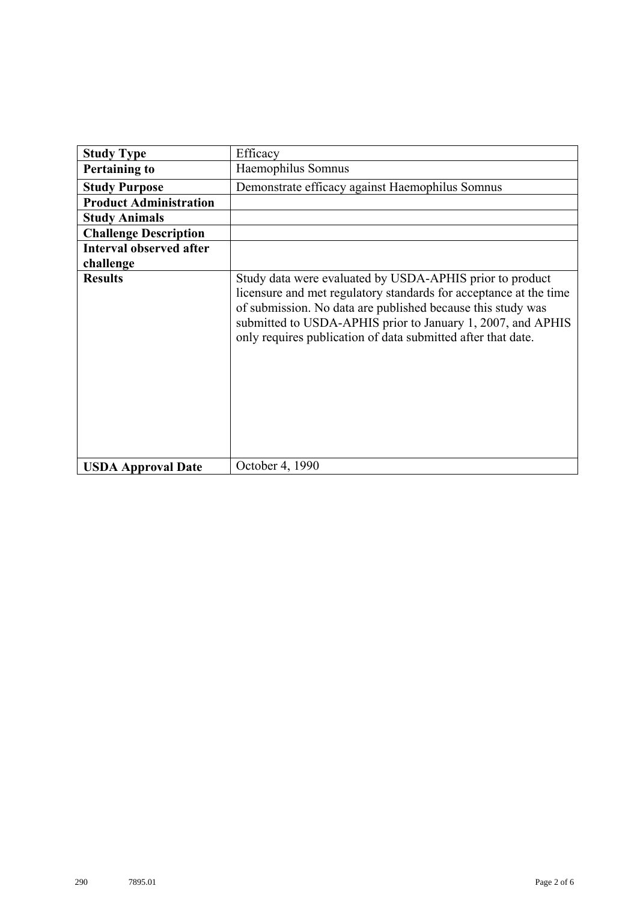| **Study Type** | Efficacy |
|---|---|
| **Pertaining to** | Haemophilus Somnus |
| **Study Purpose** | Demonstrate efficacy against Haemophilus Somnus |
| **Product Administration** | |
| **Study Animals** | |
| **Challenge Description** | |
| **Interval observed after challenge** | |
| **Results** | Study data were evaluated by USDA-APHIS prior to product licensure and met regulatory standards for acceptance at the time of submission. No data are published because this study was submitted to USDA-APHIS prior to January 1, 2007, and APHIS only requires publication of data submitted after that date. |
| **USDA Approval Date** | October 4, 1990 |

290 7895.01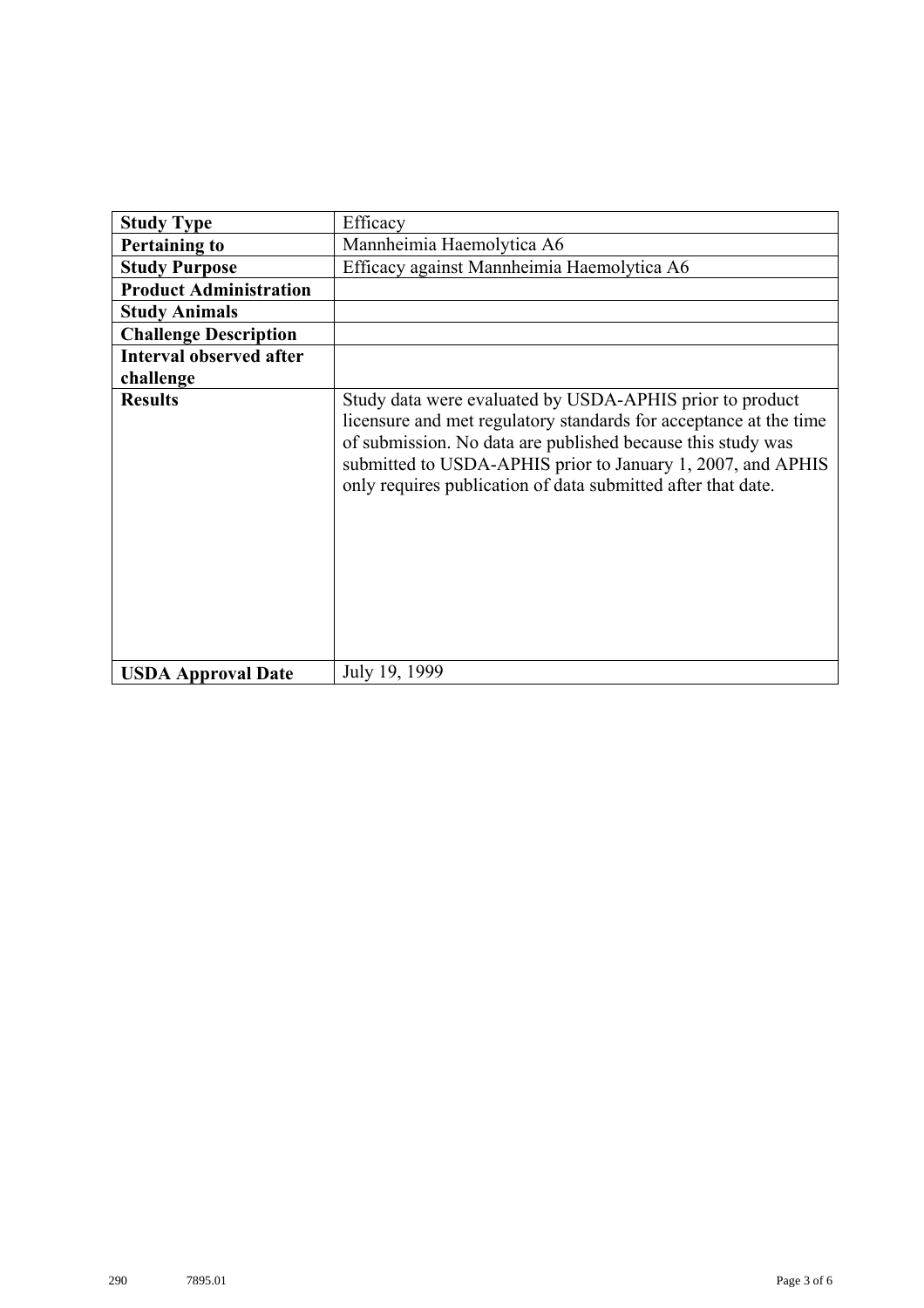| **Study Type** | Efficacy |
| --- | --- |
| **Pertaining to** | Mannheimia Haemolytica A6 |
| **Study Purpose** | Efficacy against Mannheimia Haemolytica A6 |
| **Product Administration** | |
| **Study Animals** | |
| **Challenge Description** | |
| **Interval observed after challenge** | |
| **Results** | Study data were evaluated by USDA-APHIS prior to product licensure and met regulatory standards for acceptance at the time of submission. No data are published because this study was submitted to USDA-APHIS prior to January 1, 2007, and APHIS only requires publication of data submitted after that date. |
| **USDA Approval Date** | July 19, 1999 |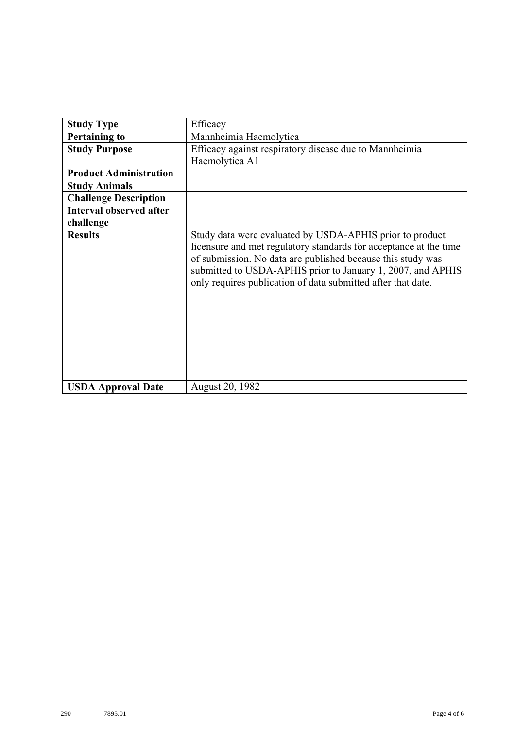| Study Type | Efficacy |
| --- | --- |
| Pertaining to | Mannheimia Haemolytica |
| Study Purpose | Efficacy against respiratory disease due to Mannheimia Haemolytica A1 |
| Product Administration | |
| Study Animals | |
| Challenge Description | |
| Interval observed after challenge | |
| Results | Study data were evaluated by USDA-APHIS prior to product licensure and met regulatory standards for acceptance at the time of submission. No data are published because this study was submitted to USDA-APHIS prior to January 1, 2007, and APHIS only requires publication of data submitted after that date. |
| USDA Approval Date | August 20, 1982 |

290 7895.01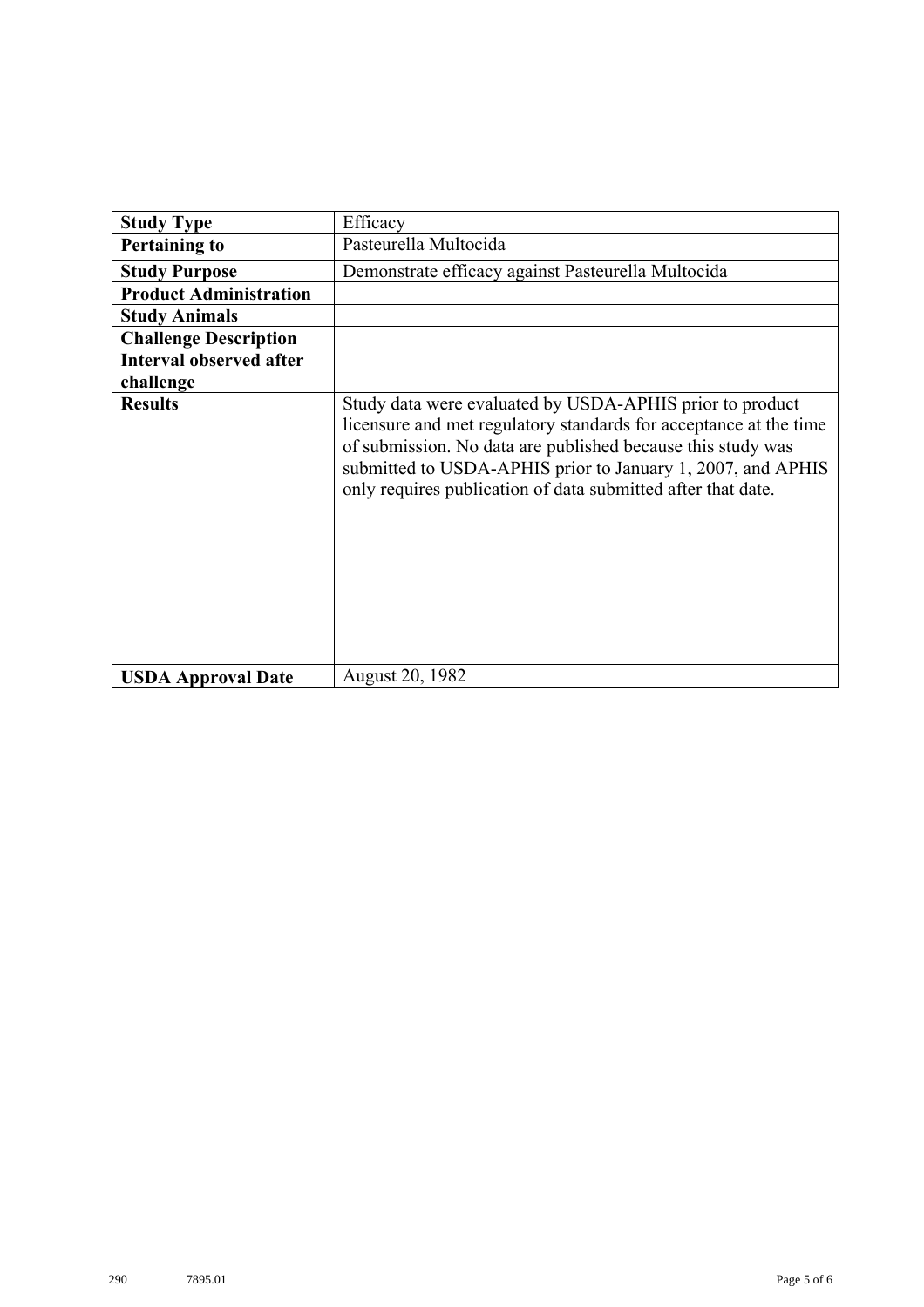| **Study Type** | Efficacy |
| --- | --- |
| **Pertaining to** | Pasteurella Multocida |
| **Study Purpose** | Demonstrate efficacy against Pasteurella Multocida |
| **Product Administration** | |
| **Study Animals** | |
| **Challenge Description** | |
| **Interval observed after challenge** | |
| **Results** | Study data were evaluated by USDA-APHIS prior to product licensure and met regulatory standards for acceptance at the time of submission. No data are published because this study was submitted to USDA-APHIS prior to January 1, 2007, and APHIS only requires publication of data submitted after that date. |
| **USDA Approval Date** | August 20, 1982 |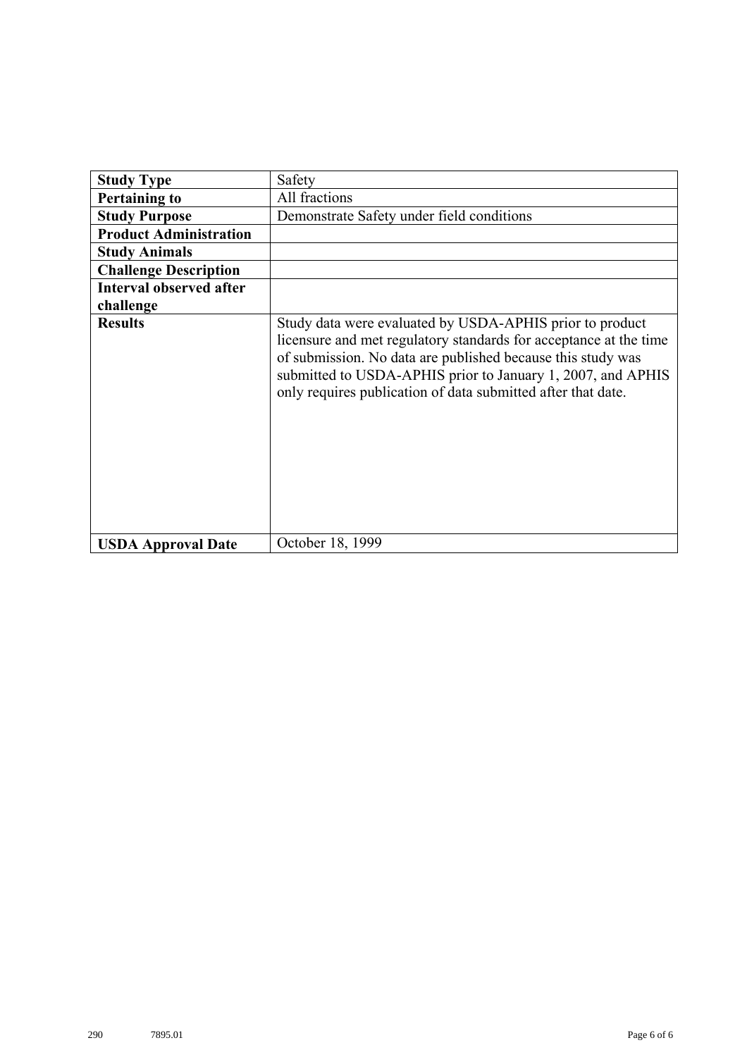| | |
|---|---|
| **Study Type** | Safety |
| **Pertaining to** | All fractions |
| **Study Purpose** | Demonstrate Safety under field conditions |
| **Product Administration** | |
| **Study Animals** | |
| **Challenge Description** | |
| **Interval observed after challenge** | |
| **Results** | Study data were evaluated by USDA-APHIS prior to product licensure and met regulatory standards for acceptance at the time of submission. No data are published because this study was submitted to USDA-APHIS prior to January 1, 2007, and APHIS only requires publication of data submitted after that date. |
| **USDA Approval Date** | October 18, 1999 |

290 7895.01